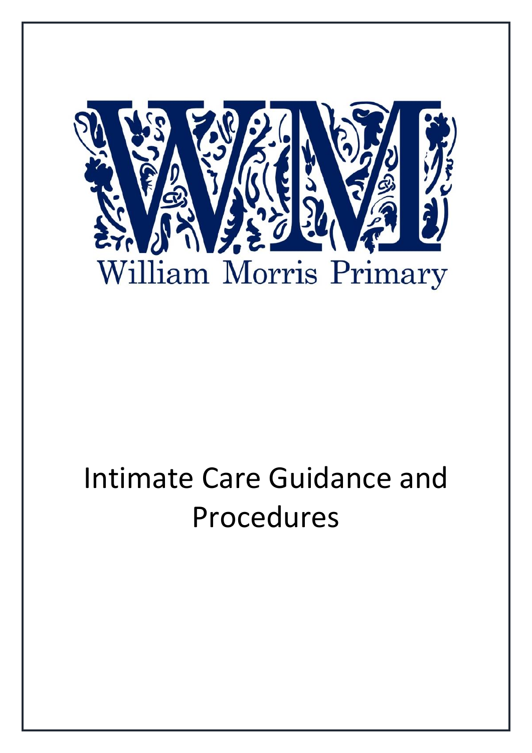William Morris Primary

# Intimate Care Guidance and Procedures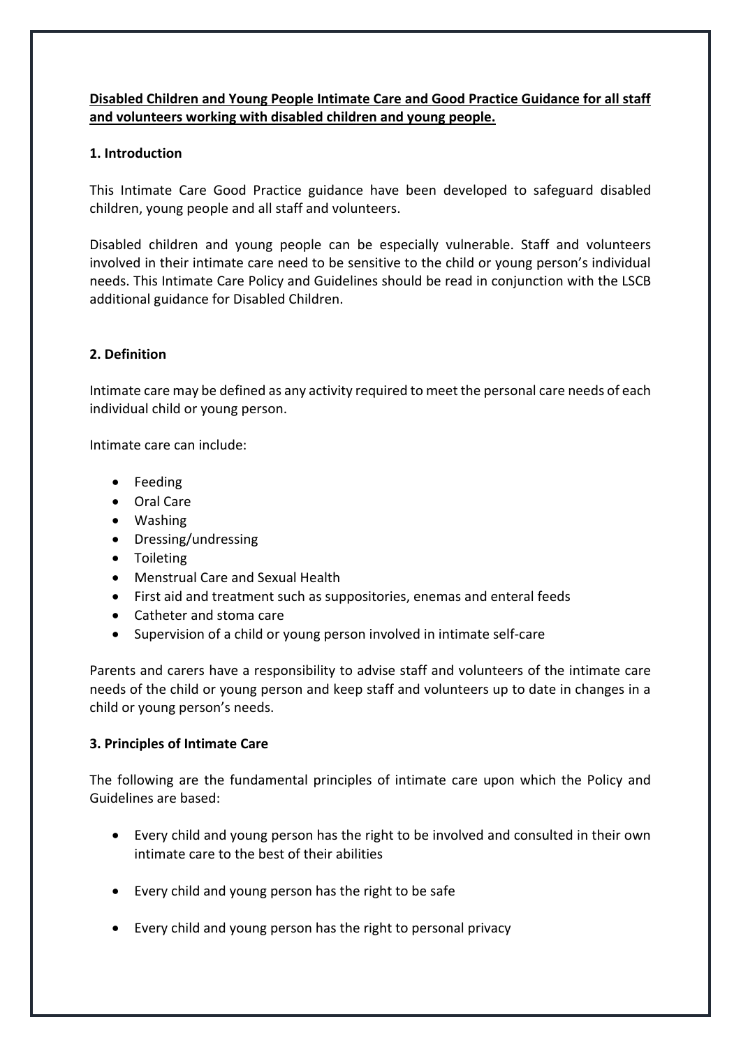**Disabled Children and Young People Intimate Care and Good Practice Guidance for all staff and volunteers working with disabled children and young people.**

## 1. Introduction

This Intimate Care Good Practice guidance have been developed to safeguard disabled children, young people and all staff and volunteers.

Disabled children and young people can be especially vulnerable. Staff and volunteers involved in their intimate care need to be sensitive to the child or young person's individual needs. This Intimate Care Policy and Guidelines should be read in conjunction with the LSCB additional guidance for Disabled Children.

## 2. Definition

Intimate care may be defined as any activity required to meet the personal care needs of each individual child or young person.

Intimate care can include:

- Feeding
- Oral Care
- Washing
- Dressing/undressing
- Toileting
- Menstrual Care and Sexual Health
- First aid and treatment such as suppositories, enemas and enteral feeds
- Catheter and stoma care
- Supervision of a child or young person involved in intimate self-care

Parents and carers have a responsibility to advise staff and volunteers of the intimate care needs of the child or young person and keep staff and volunteers up to date in changes in a child or young person's needs.

## 3. Principles of Intimate Care

The following are the fundamental principles of intimate care upon which the Policy and Guidelines are based:

- Every child and young person has the right to be involved and consulted in their own intimate care to the best of their abilities
- Every child and young person has the right to be safe
- Every child and young person has the right to personal privacy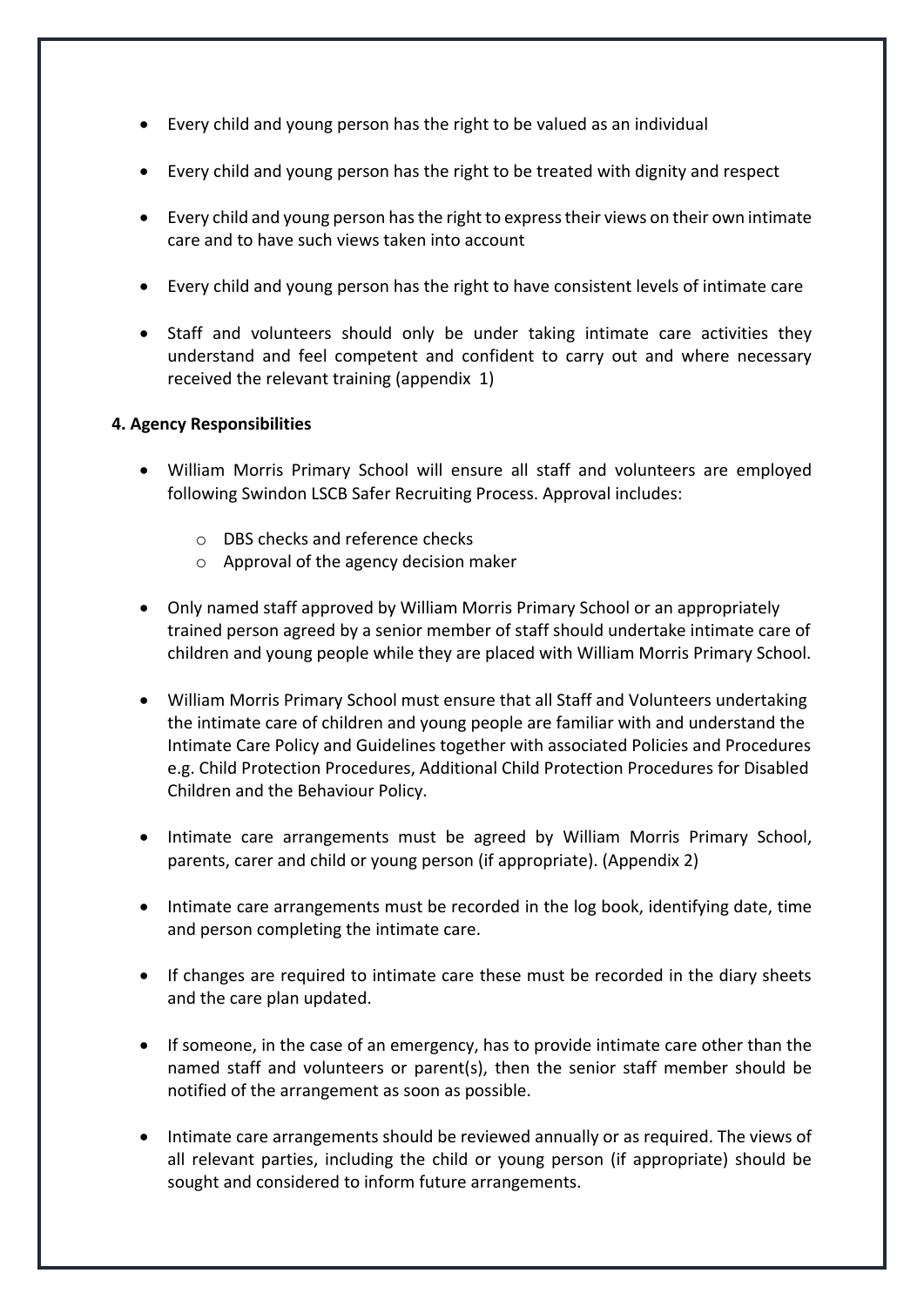- Every child and young person has the right to be valued as an individual
- Every child and young person has the right to be treated with dignity and respect
- Every child and young person has the right to express their views on their own intimate care and to have such views taken into account
- Every child and young person has the right to have consistent levels of intimate care
- Staff and volunteers should only be under taking intimate care activities they understand and feel competent and confident to carry out and where necessary received the relevant training (appendix 1)

**4. Agency Responsibilities**

- William Morris Primary School will ensure all staff and volunteers are employed following Swindon LSCB Safer Recruiting Process. Approval includes:
    - DBS checks and reference checks
    - Approval of the agency decision maker
- Only named staff approved by William Morris Primary School or an appropriately trained person agreed by a senior member of staff should undertake intimate care of children and young people while they are placed with William Morris Primary School.
- William Morris Primary School must ensure that all Staff and Volunteers undertaking the intimate care of children and young people are familiar with and understand the Intimate Care Policy and Guidelines together with associated Policies and Procedures e.g. Child Protection Procedures, Additional Child Protection Procedures for Disabled Children and the Behaviour Policy.
- Intimate care arrangements must be agreed by William Morris Primary School, parents, carer and child or young person (if appropriate). (Appendix 2)
- Intimate care arrangements must be recorded in the log book, identifying date, time and person completing the intimate care.
- If changes are required to intimate care these must be recorded in the diary sheets and the care plan updated.
- If someone, in the case of an emergency, has to provide intimate care other than the named staff and volunteers or parent(s), then the senior staff member should be notified of the arrangement as soon as possible.
- Intimate care arrangements should be reviewed annually or as required. The views of all relevant parties, including the child or young person (if appropriate) should be sought and considered to inform future arrangements.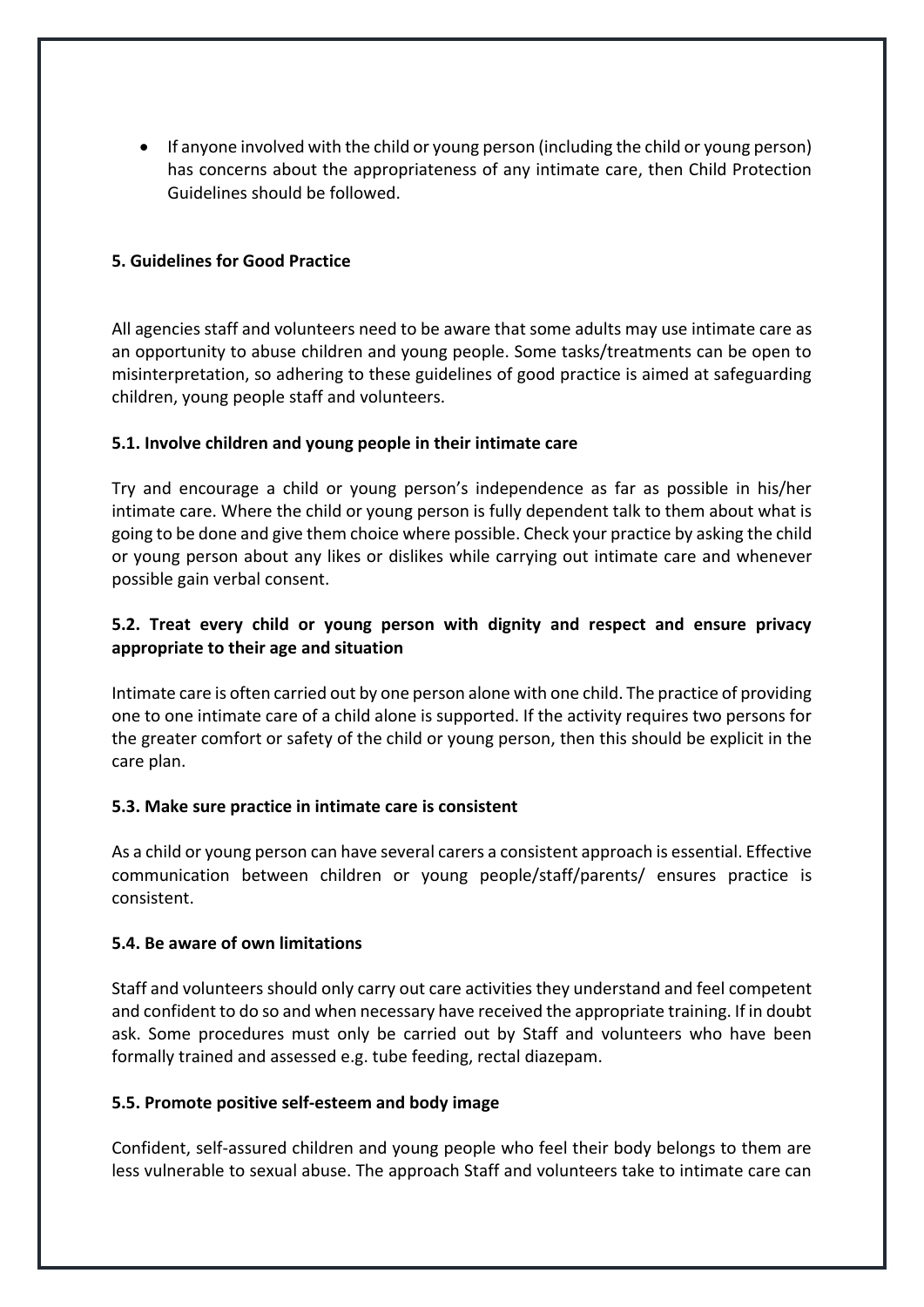- If anyone involved with the child or young person (including the child or young person) has concerns about the appropriateness of any intimate care, then Child Protection Guidelines should be followed.

## 5. Guidelines for Good Practice

All agencies staff and volunteers need to be aware that some adults may use intimate care as an opportunity to abuse children and young people. Some tasks/treatments can be open to misinterpretation, so adhering to these guidelines of good practice is aimed at safeguarding children, young people staff and volunteers.

### 5.1. Involve children and young people in their intimate care

Try and encourage a child or young person's independence as far as possible in his/her intimate care. Where the child or young person is fully dependent talk to them about what is going to be done and give them choice where possible. Check your practice by asking the child or young person about any likes or dislikes while carrying out intimate care and whenever possible gain verbal consent.

### 5.2. Treat every child or young person with dignity and respect and ensure privacy appropriate to their age and situation

Intimate care is often carried out by one person alone with one child. The practice of providing one to one intimate care of a child alone is supported. If the activity requires two persons for the greater comfort or safety of the child or young person, then this should be explicit in the care plan.

### 5.3. Make sure practice in intimate care is consistent

As a child or young person can have several carers a consistent approach is essential. Effective communication between children or young people/staff/parents/ ensures practice is consistent.

### 5.4. Be aware of own limitations

Staff and volunteers should only carry out care activities they understand and feel competent and confident to do so and when necessary have received the appropriate training. If in doubt ask. Some procedures must only be carried out by Staff and volunteers who have been formally trained and assessed e.g. tube feeding, rectal diazepam.

### 5.5. Promote positive self-esteem and body image

Confident, self-assured children and young people who feel their body belongs to them are less vulnerable to sexual abuse. The approach Staff and volunteers take to intimate care can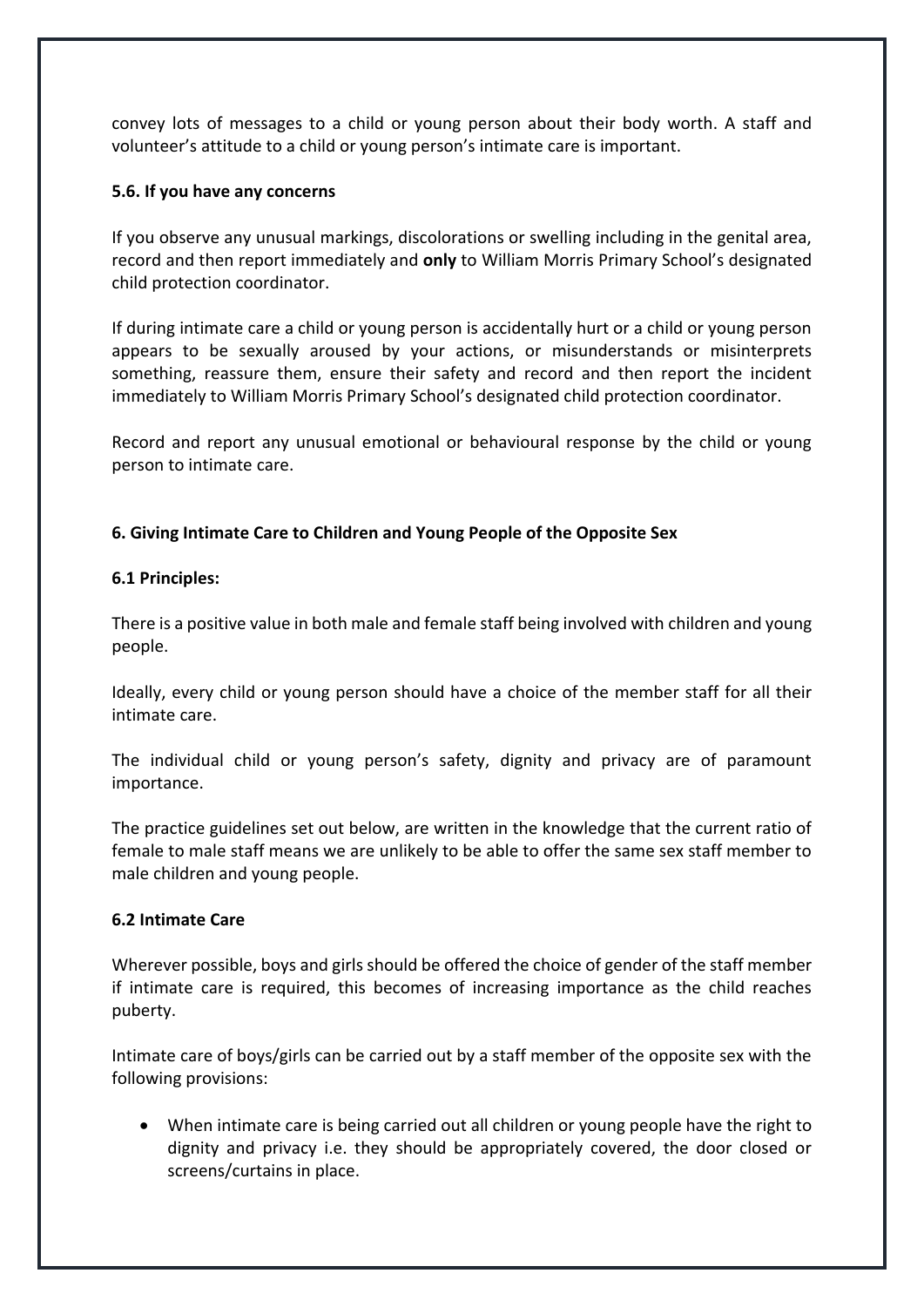convey lots of messages to a child or young person about their body worth. A staff and volunteer's attitude to a child or young person's intimate care is important.

### 5.6. If you have any concerns

If you observe any unusual markings, discolorations or swelling including in the genital area, record and then report immediately and **only** to William Morris Primary School's designated child protection coordinator.

If during intimate care a child or young person is accidentally hurt or a child or young person appears to be sexually aroused by your actions, or misunderstands or misinterprets something, reassure them, ensure their safety and record and then report the incident immediately to William Morris Primary School's designated child protection coordinator.

Record and report any unusual emotional or behavioural response by the child or young person to intimate care.

## 6. Giving Intimate Care to Children and Young People of the Opposite Sex

### 6.1 Principles:

There is a positive value in both male and female staff being involved with children and young people.

Ideally, every child or young person should have a choice of the member staff for all their intimate care.

The individual child or young person's safety, dignity and privacy are of paramount importance.

The practice guidelines set out below, are written in the knowledge that the current ratio of female to male staff means we are unlikely to be able to offer the same sex staff member to male children and young people.

### 6.2 Intimate Care

Wherever possible, boys and girls should be offered the choice of gender of the staff member if intimate care is required, this becomes of increasing importance as the child reaches puberty.

Intimate care of boys/girls can be carried out by a staff member of the opposite sex with the following provisions:

- When intimate care is being carried out all children or young people have the right to dignity and privacy i.e. they should be appropriately covered, the door closed or screens/curtains in place.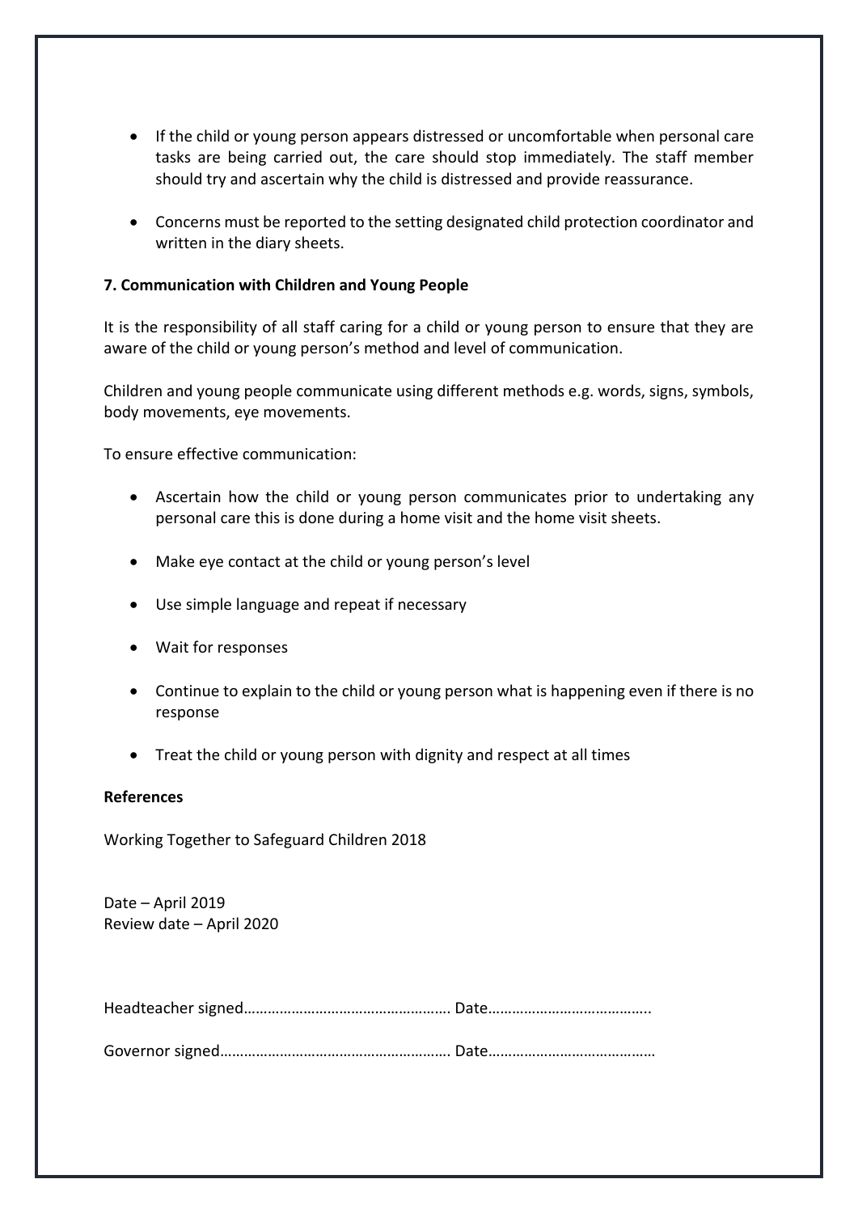- If the child or young person appears distressed or uncomfortable when personal care tasks are being carried out, the care should stop immediately. The staff member should try and ascertain why the child is distressed and provide reassurance.

- Concerns must be reported to the setting designated child protection coordinator and written in the diary sheets.

**7. Communication with Children and Young People**

It is the responsibility of all staff caring for a child or young person to ensure that they are aware of the child or young person's method and level of communication.

Children and young people communicate using different methods e.g. words, signs, symbols, body movements, eye movements.

To ensure effective communication:

- Ascertain how the child or young person communicates prior to undertaking any personal care this is done during a home visit and the home visit sheets.

- Make eye contact at the child or young person's level

- Use simple language and repeat if necessary

- Wait for responses

- Continue to explain to the child or young person what is happening even if there is no response

- Treat the child or young person with dignity and respect at all times

**References**

Working Together to Safeguard Children 2018

Date – April 2019
Review date – April 2020

Headteacher signed…………………………………………… Date…………………………………..

Governor signed…………………………………………………. Date……………………………………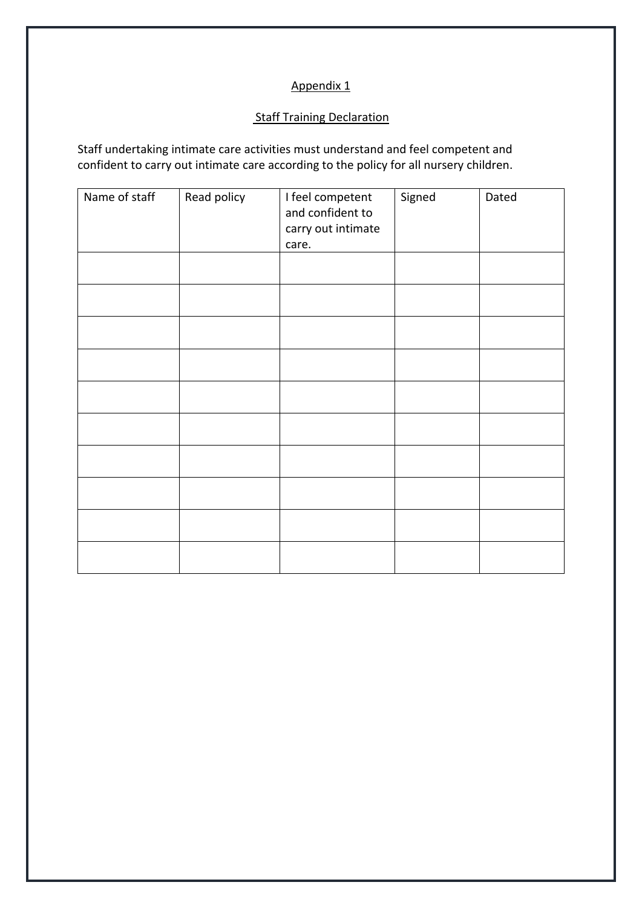Appendix 1

Staff Training Declaration

Staff undertaking intimate care activities must understand and feel competent and confident to carry out intimate care according to the policy for all nursery children.

| Name of staff | Read policy | I feel competent and confident to carry out intimate care. | Signed | Dated |
| --- | --- | --- | --- | --- |
| | | | | |
| | | | | |
| | | | | |
| | | | | |
| | | | | |
| | | | | |
| | | | | |
| | | | | |
| | | | | |
| | | | | |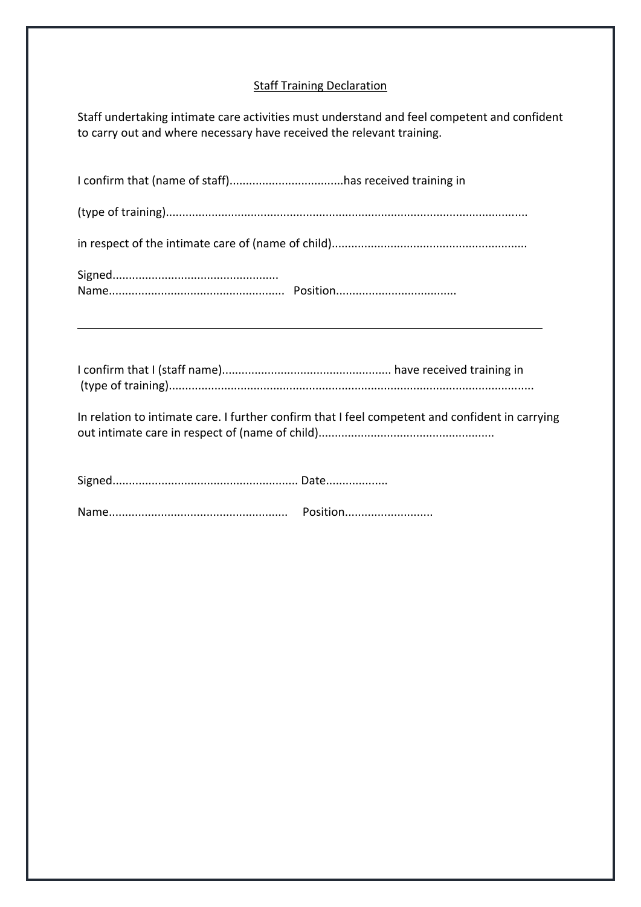## Staff Training Declaration

Staff undertaking intimate care activities must understand and feel competent and confident to carry out and where necessary have received the relevant training.

I confirm that (name of staff)...................................has received training in

(type of training).............................................................................................................

in respect of the intimate care of (name of child)...........................................................

Signed..................................................
Name.....................................................  Position....................................

---

I confirm that I (staff name).................................................... have received training in
(type of training)..............................................................................................................

In relation to intimate care. I further confirm that I feel competent and confident in carrying out intimate care in respect of (name of child).....................................................

Signed........................................................ Date..................

Name......................................................   Position..........................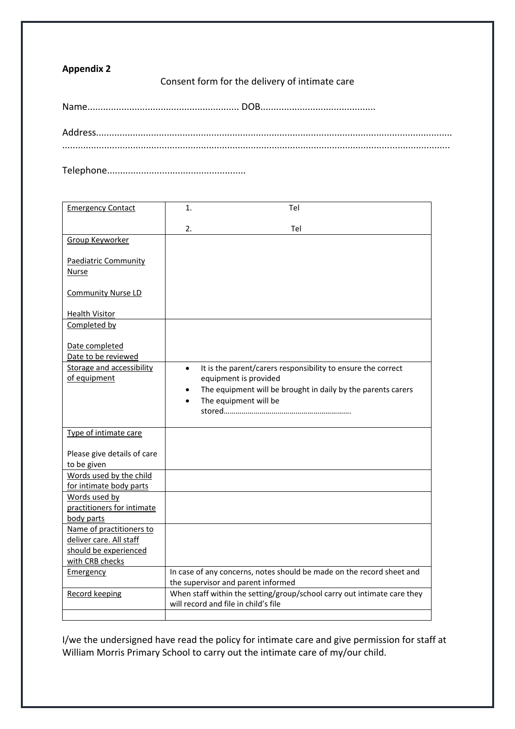**Appendix 2**

Consent form for the delivery of intimate care

Name.......................................................... DOB............................................

Address.......................................................................................................................................
..................................................................................................................................................

Telephone.....................................................

| Emergency Contact | 1. Tel<br><br>2. Tel |
|---|---|
| Group Keyworker<br><br>Paediatric Community Nurse<br><br>Community Nurse LD<br><br>Health Visitor | |
| Completed by<br><br>Date completed<br>Date to be reviewed | |
| Storage and accessibility of equipment | • It is the parent/carers responsibility to ensure the correct equipment is provided<br>• The equipment will be brought in daily by the parents carers<br>• The equipment will be stored………………………………………………………. |
| Type of intimate care<br><br>Please give details of care to be given | |
| Words used by the child for intimate body parts | |
| Words used by practitioners for intimate body parts | |
| Name of practitioners to deliver care. All staff should be experienced with CRB checks | |
| Emergency | In case of any concerns, notes should be made on the record sheet and the supervisor and parent informed |
| Record keeping | When staff within the setting/group/school carry out intimate care they will record and file in child's file |
| | |

I/we the undersigned have read the policy for intimate care and give permission for staff at William Morris Primary School to carry out the intimate care of my/our child.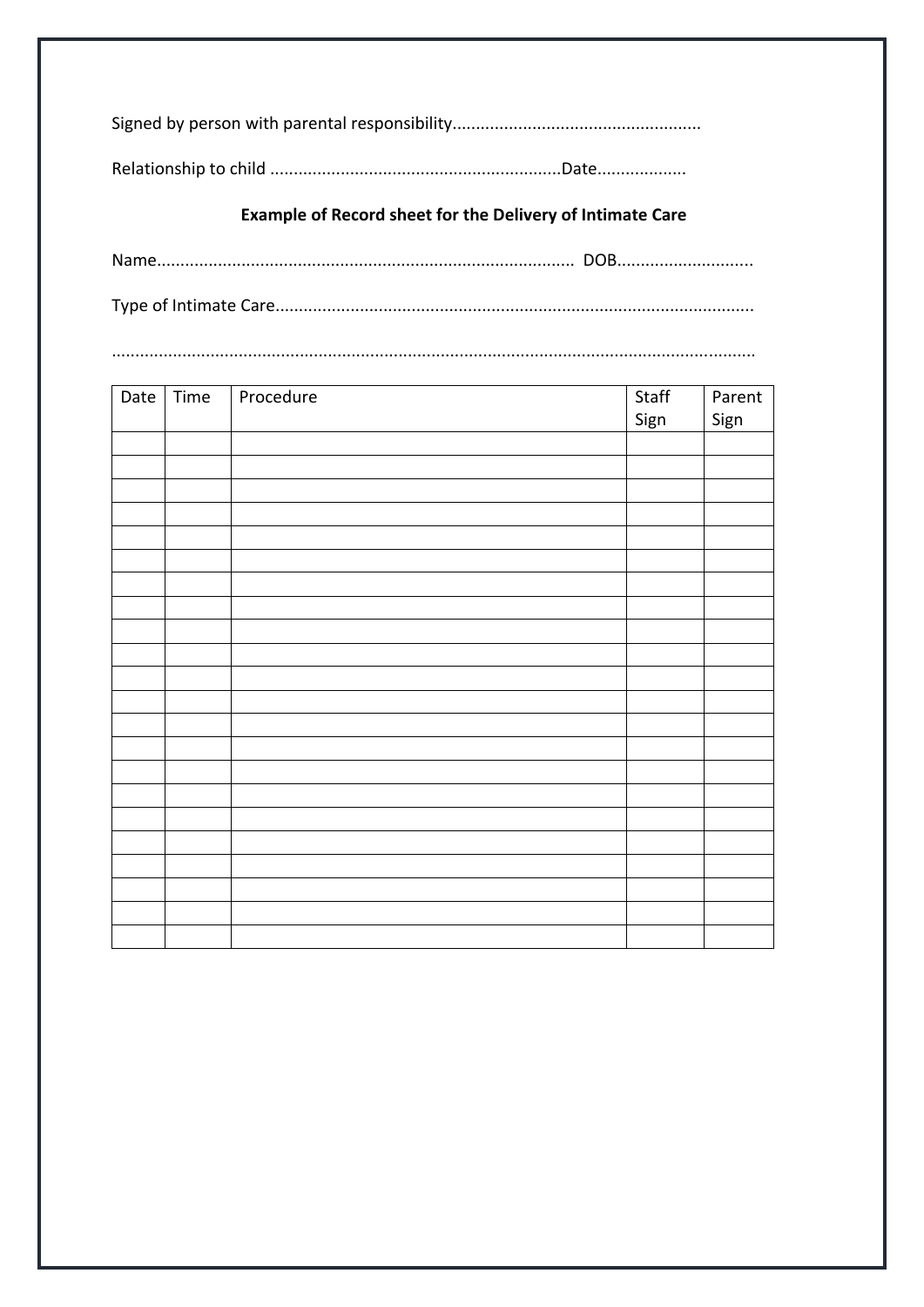Signed by person with parental responsibility....................................................

Relationship to child .............................................................Date...................

**Example of Record sheet for the Delivery of Intimate Care**

Name........................................................................................ DOB............................

Type of Intimate Care.....................................................................................................

.......................................................................................................................................

| Date | Time | Procedure | Staff Sign | Parent Sign |
|---|---|---|---|---|
| | | | | |
| | | | | |
| | | | | |
| | | | | |
| | | | | |
| | | | | |
| | | | | |
| | | | | |
| | | | | |
| | | | | |
| | | | | |
| | | | | |
| | | | | |
| | | | | |
| | | | | |
| | | | | |
| | | | | |
| | | | | |
| | | | | |
| | | | | |
| | | | | |
| | | | | |